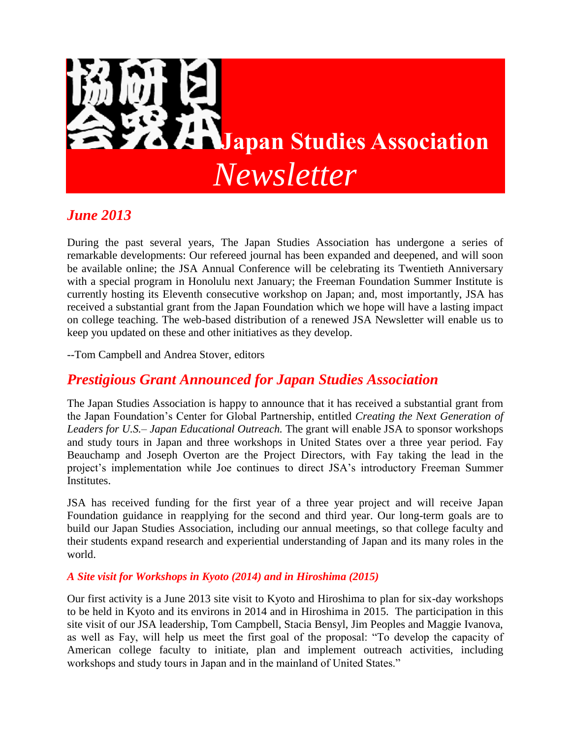# 日本研究協会 Japan Studies Association *Newsletter*

## *June 2013*

During the past several years, The Japan Studies Association has undergone a series of remarkable developments: Our refereed journal has been expanded and deepened, and will soon be available online; the JSA Annual Conference will be celebrating its Twentieth Anniversary with a special program in Honolulu next January; the Freeman Foundation Summer Institute is currently hosting its Eleventh consecutive workshop on Japan; and, most importantly, JSA has received a substantial grant from the Japan Foundation which we hope will have a lasting impact on college teaching. The web-based distribution of a renewed JSA Newsletter will enable us to keep you updated on these and other initiatives as they develop.

--Tom Campbell and Andrea Stover, editors

## *Prestigious Grant Announced for Japan Studies Association*

The Japan Studies Association is happy to announce that it has received a substantial grant from the Japan Foundation's Center for Global Partnership, entitled *Creating the Next Generation of Leaders for U.S.– Japan Educational Outreach.* The grant will enable JSA to sponsor workshops and study tours in Japan and three workshops in United States over a three year period. Fay Beauchamp and Joseph Overton are the Project Directors, with Fay taking the lead in the project's implementation while Joe continues to direct JSA's introductory Freeman Summer Institutes.

JSA has received funding for the first year of a three year project and will receive Japan Foundation guidance in reapplying for the second and third year. Our long-term goals are to build our Japan Studies Association, including our annual meetings, so that college faculty and their students expand research and experiential understanding of Japan and its many roles in the world.

### *A Site visit for Workshops in Kyoto (2014) and in Hiroshima (2015)*

Our first activity is a June 2013 site visit to Kyoto and Hiroshima to plan for six-day workshops to be held in Kyoto and its environs in 2014 and in Hiroshima in 2015. The participation in this site visit of our JSA leadership, Tom Campbell, Stacia Bensyl, Jim Peoples and Maggie Ivanova, as well as Fay, will help us meet the first goal of the proposal: "To develop the capacity of American college faculty to initiate, plan and implement outreach activities, including workshops and study tours in Japan and in the mainland of United States."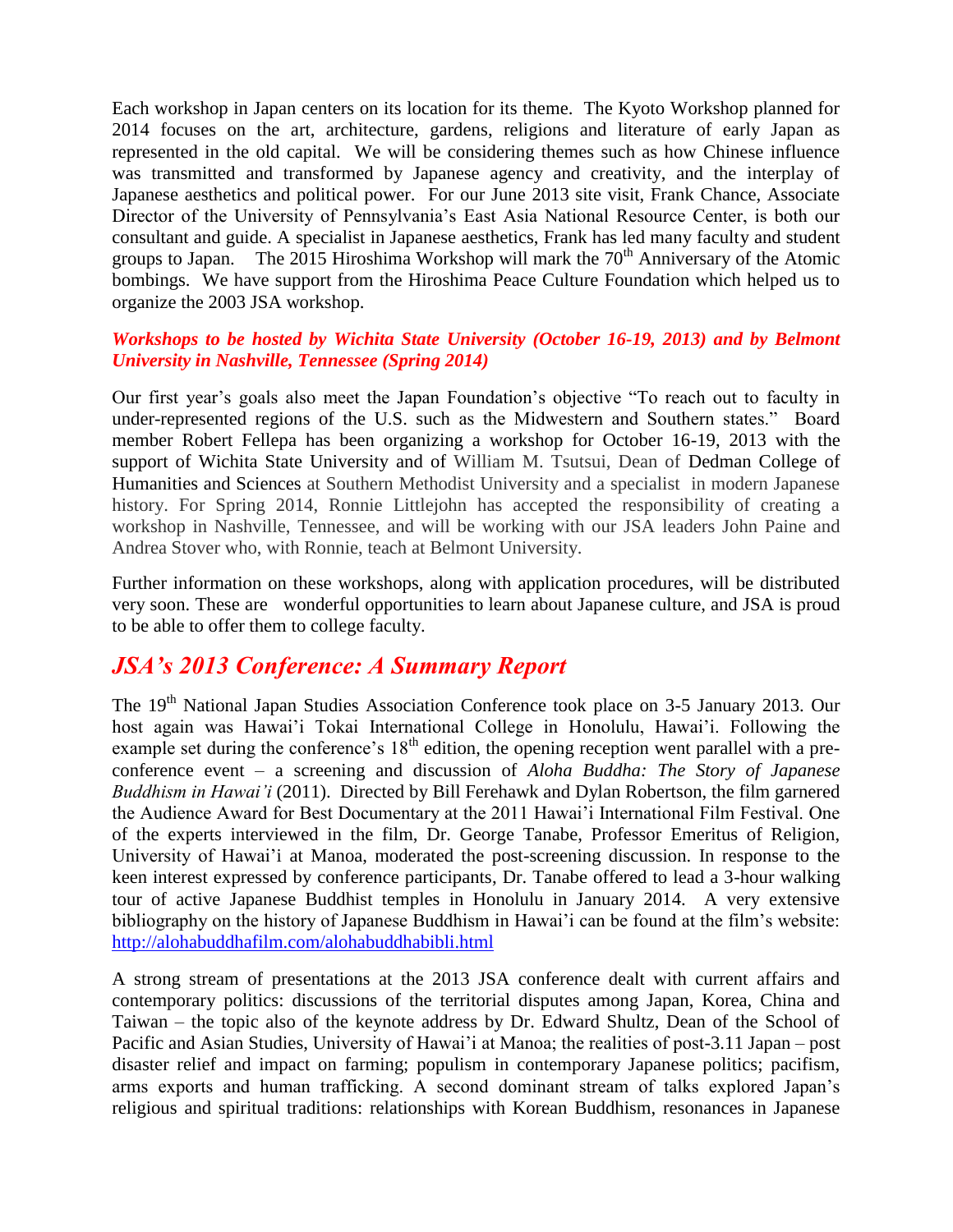Each workshop in Japan centers on its location for its theme. The Kyoto Workshop planned for 2014 focuses on the art, architecture, gardens, religions and literature of early Japan as represented in the old capital. We will be considering themes such as how Chinese influence was transmitted and transformed by Japanese agency and creativity, and the interplay of Japanese aesthetics and political power. For our June 2013 site visit, Frank Chance, Associate Director of the University of Pennsylvania's East Asia National Resource Center, is both our consultant and guide. A specialist in Japanese aesthetics, Frank has led many faculty and student groups to Japan. The 2015 Hiroshima Workshop will mark the 70th Anniversary of the Atomic bombings. We have support from the Hiroshima Peace Culture Foundation which helped us to organize the 2003 JSA workshop.

***Workshops to be hosted by Wichita State University (October 16-19, 2013) and by Belmont University in Nashville, Tennessee (Spring 2014)***

Our first year's goals also meet the Japan Foundation's objective "To reach out to faculty in under-represented regions of the U.S. such as the Midwestern and Southern states." Board member Robert Fellepa has been organizing a workshop for October 16-19, 2013 with the support of Wichita State University and of William M. Tsutsui, Dean of Dedman College of Humanities and Sciences at Southern Methodist University and a specialist in modern Japanese history. For Spring 2014, Ronnie Littlejohn has accepted the responsibility of creating a workshop in Nashville, Tennessee, and will be working with our JSA leaders John Paine and Andrea Stover who, with Ronnie, teach at Belmont University.

Further information on these workshops, along with application procedures, will be distributed very soon. These are wonderful opportunities to learn about Japanese culture, and JSA is proud to be able to offer them to college faculty.

## *JSA's 2013 Conference: A Summary Report*

The 19th National Japan Studies Association Conference took place on 3-5 January 2013. Our host again was Hawai'i Tokai International College in Honolulu, Hawai'i. Following the example set during the conference's 18th edition, the opening reception went parallel with a pre-conference event – a screening and discussion of *Aloha Buddha: The Story of Japanese Buddhism in Hawai'i* (2011). Directed by Bill Ferehawk and Dylan Robertson, the film garnered the Audience Award for Best Documentary at the 2011 Hawai'i International Film Festival. One of the experts interviewed in the film, Dr. George Tanabe, Professor Emeritus of Religion, University of Hawai'i at Manoa, moderated the post-screening discussion. In response to the keen interest expressed by conference participants, Dr. Tanabe offered to lead a 3-hour walking tour of active Japanese Buddhist temples in Honolulu in January 2014. A very extensive bibliography on the history of Japanese Buddhism in Hawai'i can be found at the film's website: http://alohabuddhafilm.com/alohabuddhabibli.html

A strong stream of presentations at the 2013 JSA conference dealt with current affairs and contemporary politics: discussions of the territorial disputes among Japan, Korea, China and Taiwan – the topic also of the keynote address by Dr. Edward Shultz, Dean of the School of Pacific and Asian Studies, University of Hawai'i at Manoa; the realities of post-3.11 Japan – post disaster relief and impact on farming; populism in contemporary Japanese politics; pacifism, arms exports and human trafficking. A second dominant stream of talks explored Japan's religious and spiritual traditions: relationships with Korean Buddhism, resonances in Japanese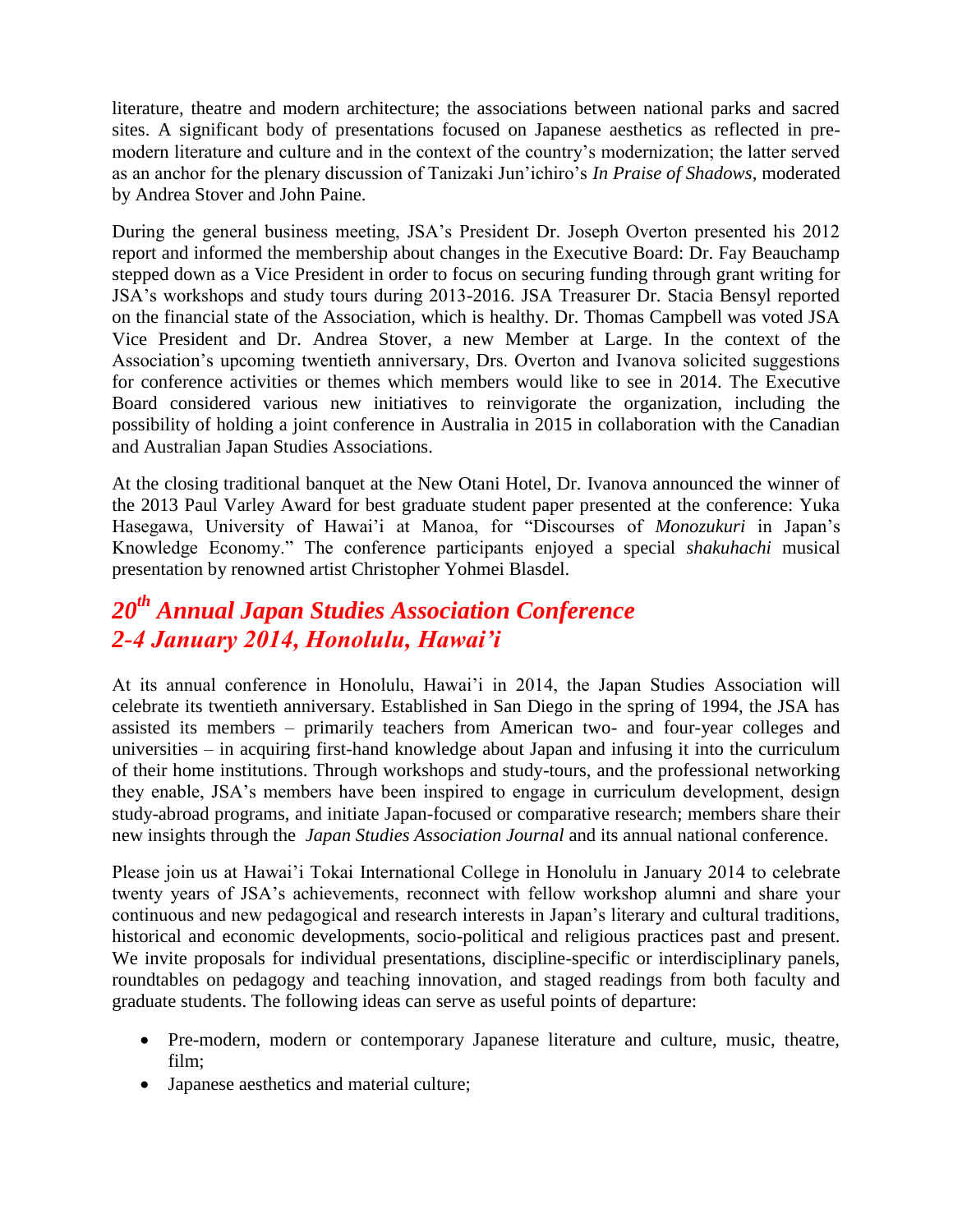literature, theatre and modern architecture; the associations between national parks and sacred sites. A significant body of presentations focused on Japanese aesthetics as reflected in pre-modern literature and culture and in the context of the country's modernization; the latter served as an anchor for the plenary discussion of Tanizaki Jun'ichiro's *In Praise of Shadows*, moderated by Andrea Stover and John Paine.

During the general business meeting, JSA's President Dr. Joseph Overton presented his 2012 report and informed the membership about changes in the Executive Board: Dr. Fay Beauchamp stepped down as a Vice President in order to focus on securing funding through grant writing for JSA's workshops and study tours during 2013-2016. JSA Treasurer Dr. Stacia Bensyl reported on the financial state of the Association, which is healthy. Dr. Thomas Campbell was voted JSA Vice President and Dr. Andrea Stover, a new Member at Large. In the context of the Association's upcoming twentieth anniversary, Drs. Overton and Ivanova solicited suggestions for conference activities or themes which members would like to see in 2014. The Executive Board considered various new initiatives to reinvigorate the organization, including the possibility of holding a joint conference in Australia in 2015 in collaboration with the Canadian and Australian Japan Studies Associations.

At the closing traditional banquet at the New Otani Hotel, Dr. Ivanova announced the winner of the 2013 Paul Varley Award for best graduate student paper presented at the conference: Yuka Hasegawa, University of Hawai'i at Manoa, for "Discourses of *Monozukuri* in Japan's Knowledge Economy." The conference participants enjoyed a special *shakuhachi* musical presentation by renowned artist Christopher Yohmei Blasdel.

## *20th Annual Japan Studies Association Conference 2-4 January 2014, Honolulu, Hawai'i*

At its annual conference in Honolulu, Hawai'i in 2014, the Japan Studies Association will celebrate its twentieth anniversary. Established in San Diego in the spring of 1994, the JSA has assisted its members – primarily teachers from American two- and four-year colleges and universities – in acquiring first-hand knowledge about Japan and infusing it into the curriculum of their home institutions. Through workshops and study-tours, and the professional networking they enable, JSA's members have been inspired to engage in curriculum development, design study-abroad programs, and initiate Japan-focused or comparative research; members share their new insights through the *Japan Studies Association Journal* and its annual national conference.

Please join us at Hawai'i Tokai International College in Honolulu in January 2014 to celebrate twenty years of JSA's achievements, reconnect with fellow workshop alumni and share your continuous and new pedagogical and research interests in Japan's literary and cultural traditions, historical and economic developments, socio-political and religious practices past and present. We invite proposals for individual presentations, discipline-specific or interdisciplinary panels, roundtables on pedagogy and teaching innovation, and staged readings from both faculty and graduate students. The following ideas can serve as useful points of departure:

- Pre-modern, modern or contemporary Japanese literature and culture, music, theatre, film;
- Japanese aesthetics and material culture;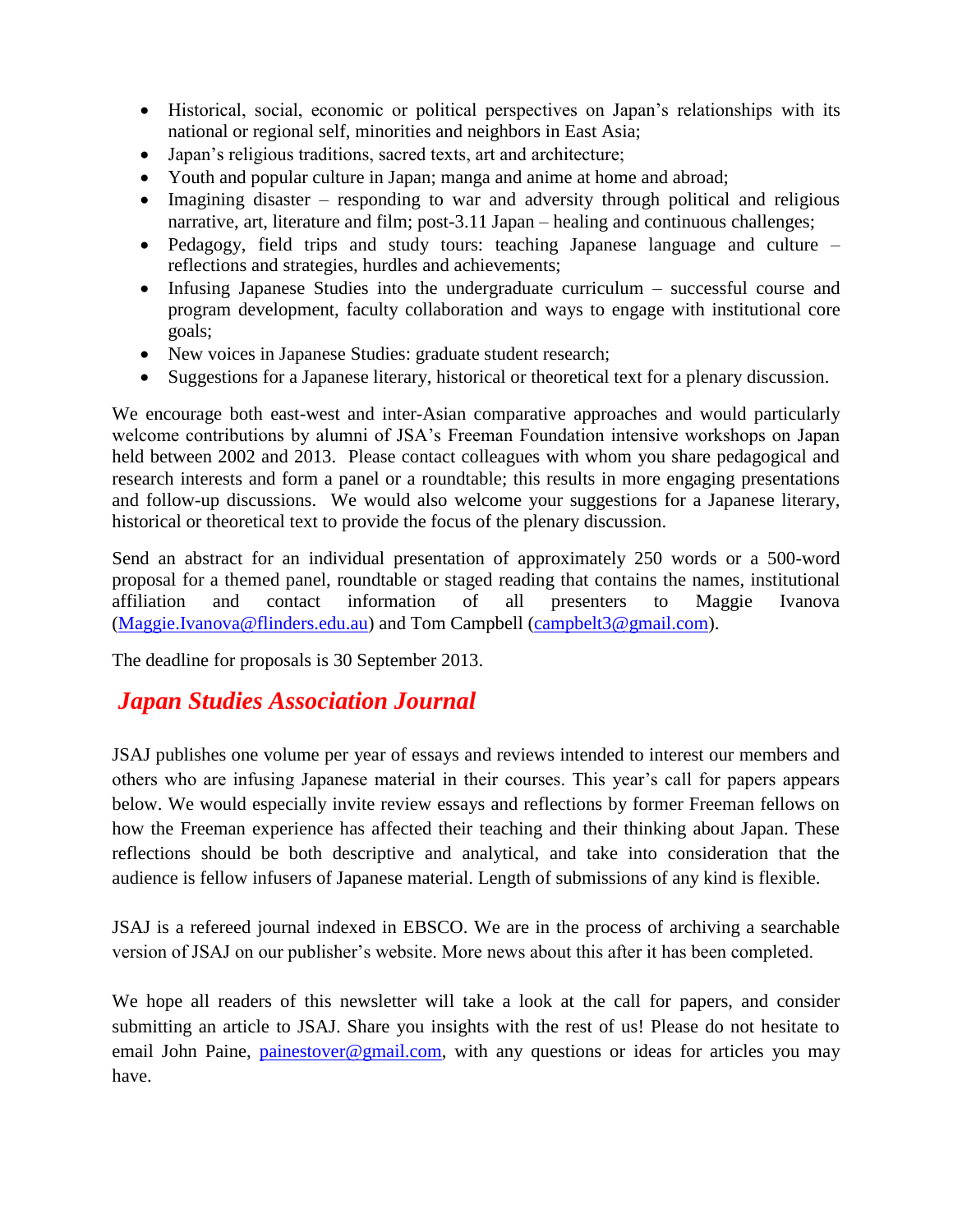- Historical, social, economic or political perspectives on Japan's relationships with its national or regional self, minorities and neighbors in East Asia;
- Japan's religious traditions, sacred texts, art and architecture;
- Youth and popular culture in Japan; manga and anime at home and abroad;
- Imagining disaster – responding to war and adversity through political and religious narrative, art, literature and film; post-3.11 Japan – healing and continuous challenges;
- Pedagogy, field trips and study tours: teaching Japanese language and culture – reflections and strategies, hurdles and achievements;
- Infusing Japanese Studies into the undergraduate curriculum – successful course and program development, faculty collaboration and ways to engage with institutional core goals;
- New voices in Japanese Studies: graduate student research;
- Suggestions for a Japanese literary, historical or theoretical text for a plenary discussion.

We encourage both east-west and inter-Asian comparative approaches and would particularly welcome contributions by alumni of JSA's Freeman Foundation intensive workshops on Japan held between 2002 and 2013. Please contact colleagues with whom you share pedagogical and research interests and form a panel or a roundtable; this results in more engaging presentations and follow-up discussions. We would also welcome your suggestions for a Japanese literary, historical or theoretical text to provide the focus of the plenary discussion.

Send an abstract for an individual presentation of approximately 250 words or a 500-word proposal for a themed panel, roundtable or staged reading that contains the names, institutional affiliation and contact information of all presenters to Maggie Ivanova (Maggie.Ivanova@flinders.edu.au) and Tom Campbell (campbelt3@gmail.com).

The deadline for proposals is 30 September 2013.

## *Japan Studies Association Journal*

JSAJ publishes one volume per year of essays and reviews intended to interest our members and others who are infusing Japanese material in their courses. This year's call for papers appears below. We would especially invite review essays and reflections by former Freeman fellows on how the Freeman experience has affected their teaching and their thinking about Japan. These reflections should be both descriptive and analytical, and take into consideration that the audience is fellow infusers of Japanese material. Length of submissions of any kind is flexible.

JSAJ is a refereed journal indexed in EBSCO. We are in the process of archiving a searchable version of JSAJ on our publisher's website. More news about this after it has been completed.

We hope all readers of this newsletter will take a look at the call for papers, and consider submitting an article to JSAJ. Share you insights with the rest of us! Please do not hesitate to email John Paine, painestover@gmail.com, with any questions or ideas for articles you may have.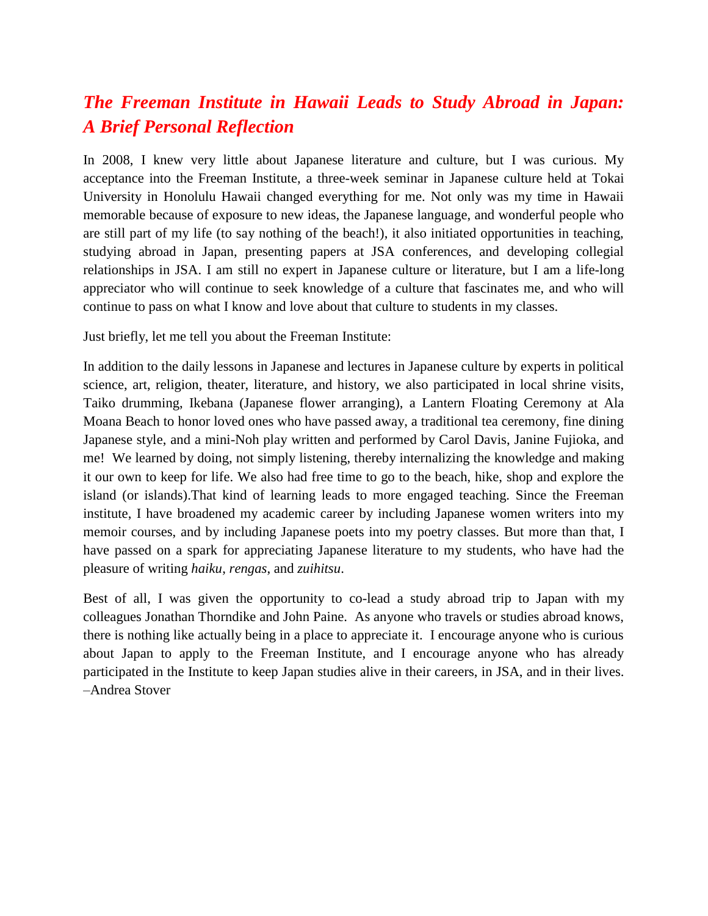## *The Freeman Institute in Hawaii Leads to Study Abroad in Japan: A Brief Personal Reflection*

In 2008, I knew very little about Japanese literature and culture, but I was curious. My acceptance into the Freeman Institute, a three-week seminar in Japanese culture held at Tokai University in Honolulu Hawaii changed everything for me. Not only was my time in Hawaii memorable because of exposure to new ideas, the Japanese language, and wonderful people who are still part of my life (to say nothing of the beach!), it also initiated opportunities in teaching, studying abroad in Japan, presenting papers at JSA conferences, and developing collegial relationships in JSA. I am still no expert in Japanese culture or literature, but I am a life-long appreciator who will continue to seek knowledge of a culture that fascinates me, and who will continue to pass on what I know and love about that culture to students in my classes.

Just briefly, let me tell you about the Freeman Institute:

In addition to the daily lessons in Japanese and lectures in Japanese culture by experts in political science, art, religion, theater, literature, and history, we also participated in local shrine visits, Taiko drumming, Ikebana (Japanese flower arranging), a Lantern Floating Ceremony at Ala Moana Beach to honor loved ones who have passed away, a traditional tea ceremony, fine dining Japanese style, and a mini-Noh play written and performed by Carol Davis, Janine Fujioka, and me! We learned by doing, not simply listening, thereby internalizing the knowledge and making it our own to keep for life. We also had free time to go to the beach, hike, shop and explore the island (or islands).That kind of learning leads to more engaged teaching. Since the Freeman institute, I have broadened my academic career by including Japanese women writers into my memoir courses, and by including Japanese poets into my poetry classes. But more than that, I have passed on a spark for appreciating Japanese literature to my students, who have had the pleasure of writing *haiku*, *rengas*, and *zuihitsu*.

Best of all, I was given the opportunity to co-lead a study abroad trip to Japan with my colleagues Jonathan Thorndike and John Paine. As anyone who travels or studies abroad knows, there is nothing like actually being in a place to appreciate it. I encourage anyone who is curious about Japan to apply to the Freeman Institute, and I encourage anyone who has already participated in the Institute to keep Japan studies alive in their careers, in JSA, and in their lives. –Andrea Stover